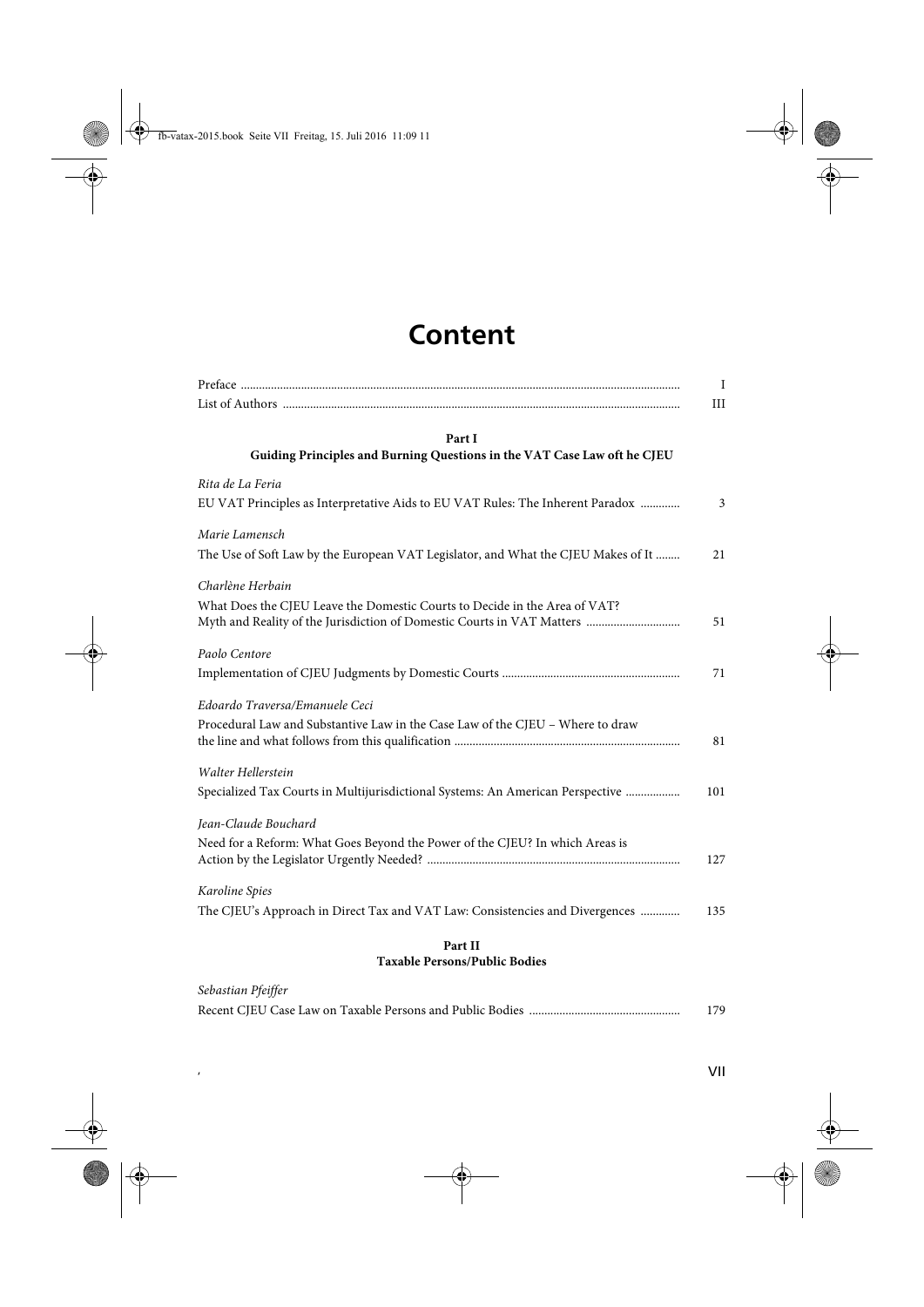# Content

| | |
|---|---|
| Preface | I |
| List of Authors | III |

## Part I
### Guiding Principles and Burning Questions in the VAT Case Law oft he CJEU

*Rita de La Feria*
EU VAT Principles as Interpretative Aids to EU VAT Rules: The Inherent Paradox ............ 3

*Marie Lamensch*
The Use of Soft Law by the European VAT Legislator, and What the CJEU Makes of It ........ 21

*Charlène Herbain*
What Does the CJEU Leave the Domestic Courts to Decide in the Area of VAT? Myth and Reality of the Jurisdiction of Domestic Courts in VAT Matters .............................. 51

*Paolo Centore*
Implementation of CJEU Judgments by Domestic Courts .......................................................... 71

*Edoardo Traversa/Emanuele Ceci*
Procedural Law and Substantive Law in the Case Law of the CJEU – Where to draw the line and what follows from this qualification .......................................................................... 81

*Walter Hellerstein*
Specialized Tax Courts in Multijurisdictional Systems: An American Perspective ................. 101

*Jean-Claude Bouchard*
Need for a Reform: What Goes Beyond the Power of the CJEU? In which Areas is Action by the Legislator Urgently Needed? ................................................................................... 127

*Karoline Spies*
The CJEU's Approach in Direct Tax and VAT Law: Consistencies and Divergences ............ 135

## Part II
### Taxable Persons/Public Bodies

*Sebastian Pfeiffer*
Recent CJEU Case Law on Taxable Persons and Public Bodies ................................................. 179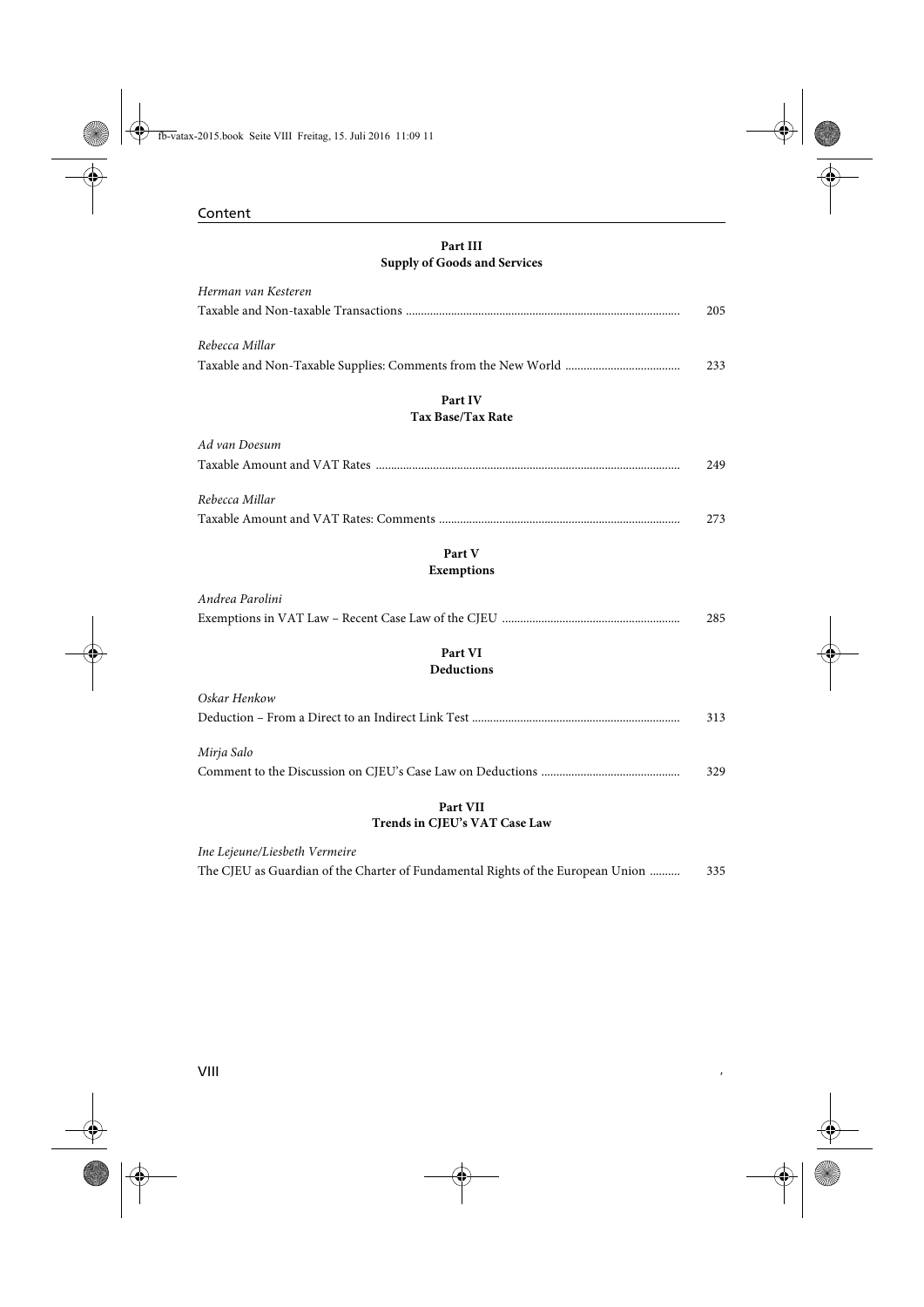## Part III
## Supply of Goods and Services

*Herman van Kesteren*
Taxable and Non-taxable Transactions ........................................................................................ 205

*Rebecca Millar*
Taxable and Non-Taxable Supplies: Comments from the New World ..................................... 233

## Part IV
## Tax Base/Tax Rate

*Ad van Doesum*
Taxable Amount and VAT Rates .................................................................................................. 249

*Rebecca Millar*
Taxable Amount and VAT Rates: Comments .............................................................................. 273

## Part V
## Exemptions

*Andrea Parolini*
Exemptions in VAT Law – Recent Case Law of the CJEU .......................................................... 285

## Part VI
## Deductions

*Oskar Henkow*
Deduction – From a Direct to an Indirect Link Test .................................................................... 313

*Mirja Salo*
Comment to the Discussion on CJEU's Case Law on Deductions ............................................. 329

## Part VII
## Trends in CJEU's VAT Case Law

*Ine Lejeune/Liesbeth Vermeire*
The CJEU as Guardian of the Charter of Fundamental Rights of the European Union .......... 335